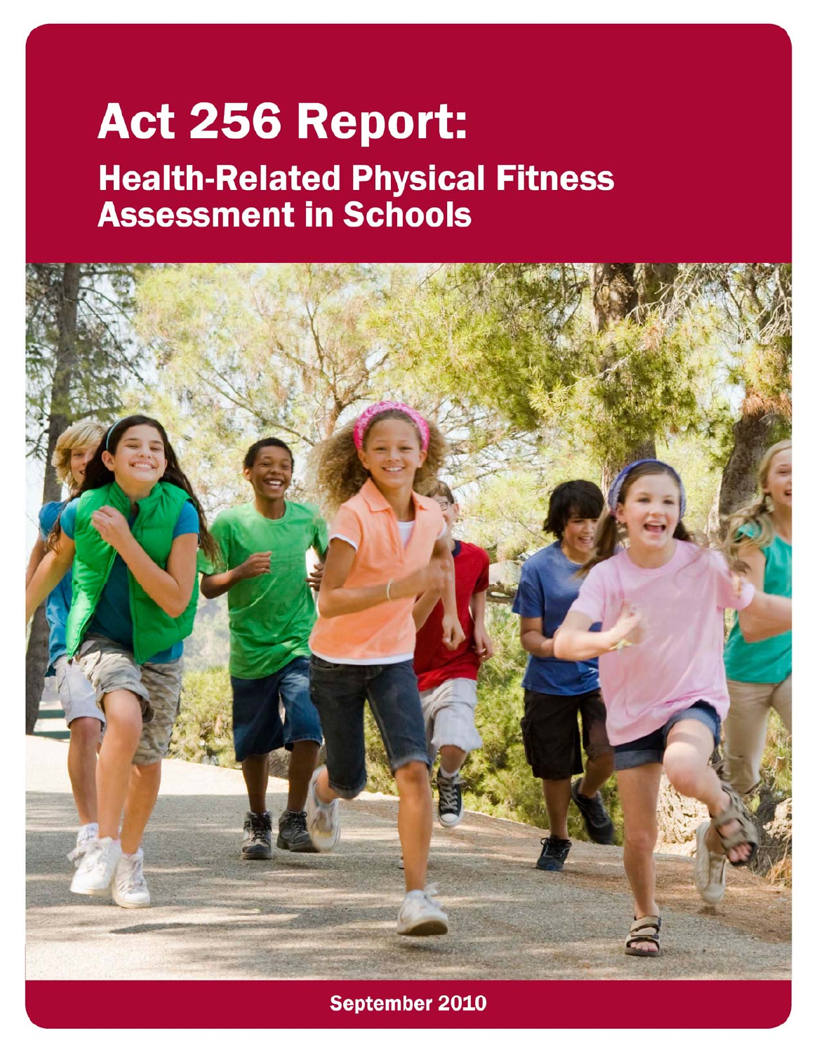# Act 256 Report:

## Health-Related Physical Fitness Assessment in Schools

September 2010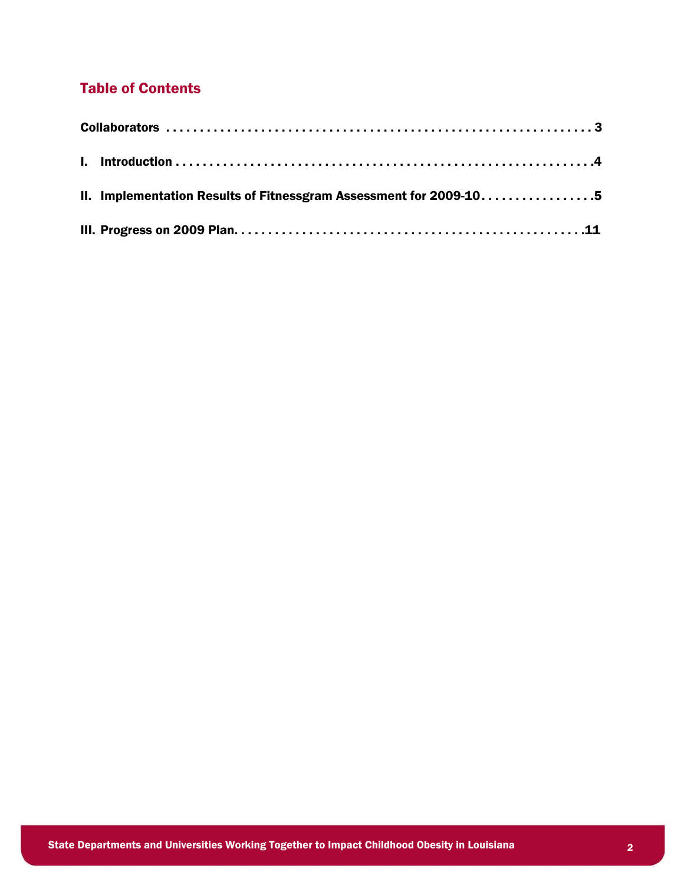## Table of Contents

Collaborators . . . . . . . . . . . . . . . . . . . . . . . . . . . . . . . . . . . . . . . . . . . . . . . . . . . . . . . . . . . . . 3

I. Introduction . . . . . . . . . . . . . . . . . . . . . . . . . . . . . . . . . . . . . . . . . . . . . . . . . . . . . . . . . . . . .4

II. Implementation Results of Fitnessgram Assessment for 2009-10 . . . . . . . . . . . . . . . . .5

III. Progress on 2009 Plan. . . . . . . . . . . . . . . . . . . . . . . . . . . . . . . . . . . . . . . . . . . . . . . . . . . . .11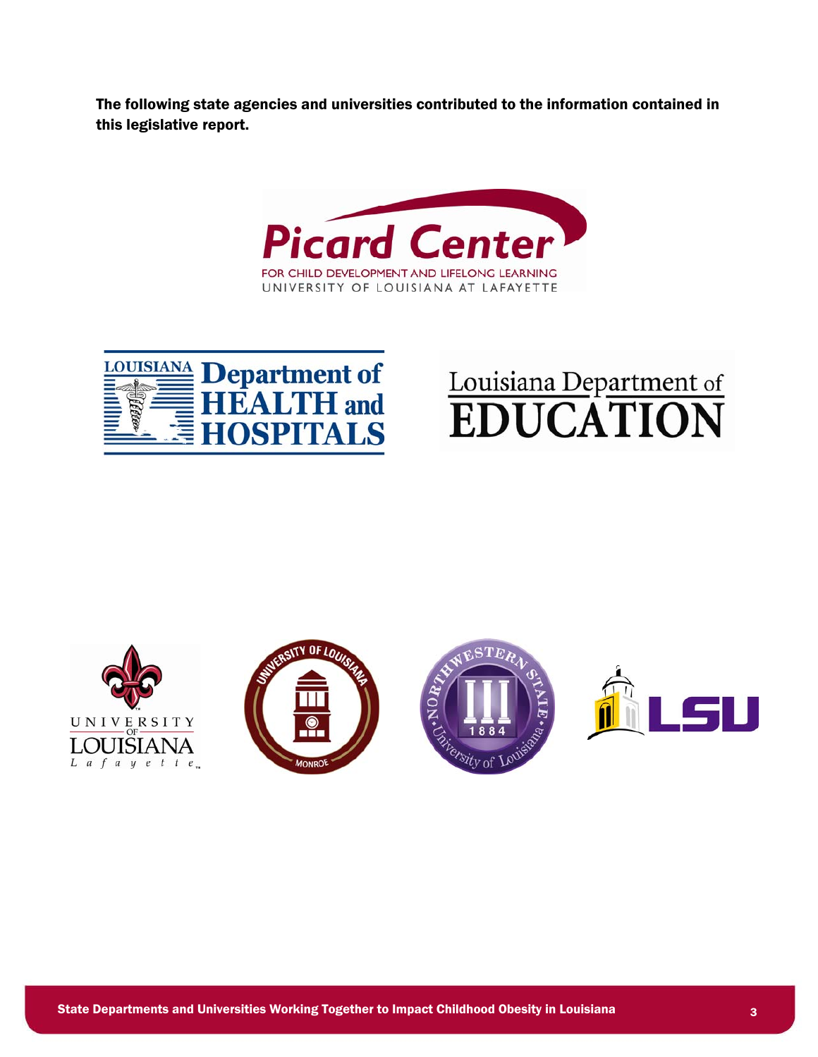**The following state agencies and universities contributed to the information contained in this legislative report.**

Picard Center

FOR CHILD DEVELOPMENT AND LIFELONG LEARNING

UNIVERSITY OF LOUISIANA AT LAFAYETTE

LOUISIANA Department of HEALTH and HOSPITALS

Louisiana Department of EDUCATION

UNIVERSITY OF LOUISIANA Lafayette

UNIVERSITY OF LOUISIANA MONROE

NORTHWESTERN STATE University of Louisiana 1884

LSU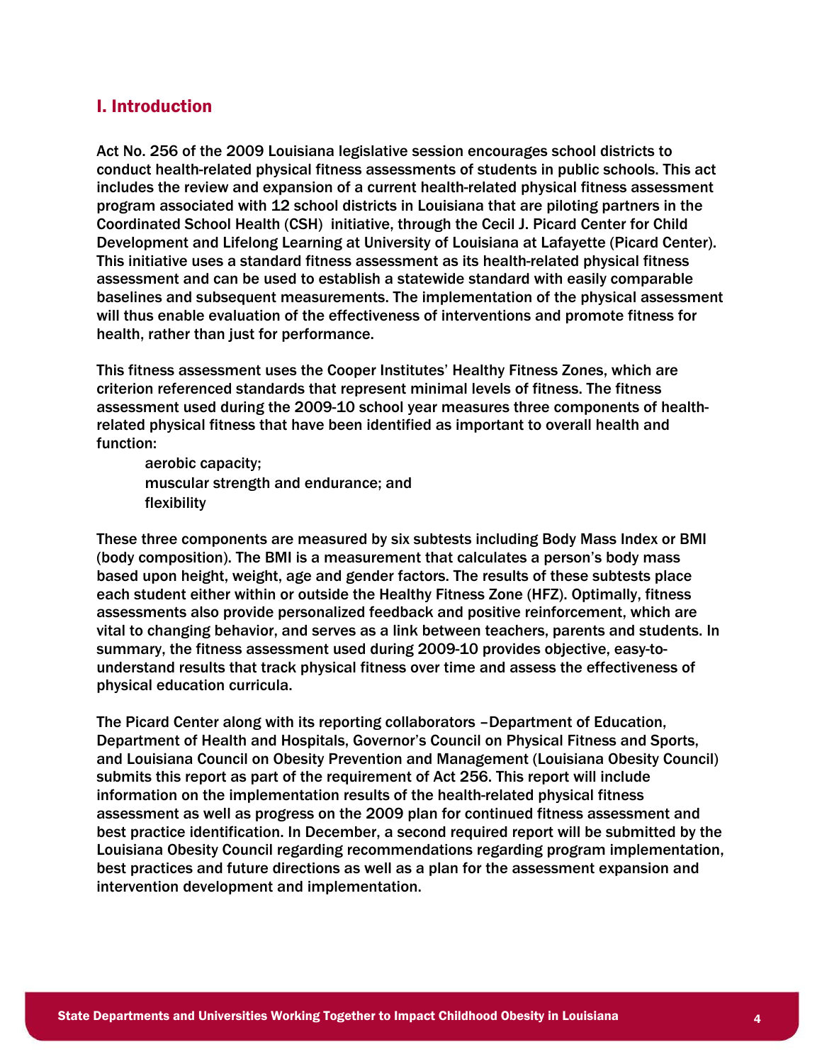## I. Introduction

Act No. 256 of the 2009 Louisiana legislative session encourages school districts to conduct health-related physical fitness assessments of students in public schools. This act includes the review and expansion of a current health-related physical fitness assessment program associated with 12 school districts in Louisiana that are piloting partners in the Coordinated School Health (CSH) initiative, through the Cecil J. Picard Center for Child Development and Lifelong Learning at University of Louisiana at Lafayette (Picard Center). This initiative uses a standard fitness assessment as its health-related physical fitness assessment and can be used to establish a statewide standard with easily comparable baselines and subsequent measurements. The implementation of the physical assessment will thus enable evaluation of the effectiveness of interventions and promote fitness for health, rather than just for performance.

This fitness assessment uses the Cooper Institutes' Healthy Fitness Zones, which are criterion referenced standards that represent minimal levels of fitness. The fitness assessment used during the 2009-10 school year measures three components of health-related physical fitness that have been identified as important to overall health and function:

- aerobic capacity;
- muscular strength and endurance; and
- flexibility

These three components are measured by six subtests including Body Mass Index or BMI (body composition). The BMI is a measurement that calculates a person's body mass based upon height, weight, age and gender factors. The results of these subtests place each student either within or outside the Healthy Fitness Zone (HFZ). Optimally, fitness assessments also provide personalized feedback and positive reinforcement, which are vital to changing behavior, and serves as a link between teachers, parents and students. In summary, the fitness assessment used during 2009-10 provides objective, easy-to-understand results that track physical fitness over time and assess the effectiveness of physical education curricula.

The Picard Center along with its reporting collaborators –Department of Education, Department of Health and Hospitals, Governor's Council on Physical Fitness and Sports, and Louisiana Council on Obesity Prevention and Management (Louisiana Obesity Council) submits this report as part of the requirement of Act 256. This report will include information on the implementation results of the health-related physical fitness assessment as well as progress on the 2009 plan for continued fitness assessment and best practice identification. In December, a second required report will be submitted by the Louisiana Obesity Council regarding recommendations regarding program implementation, best practices and future directions as well as a plan for the assessment expansion and intervention development and implementation.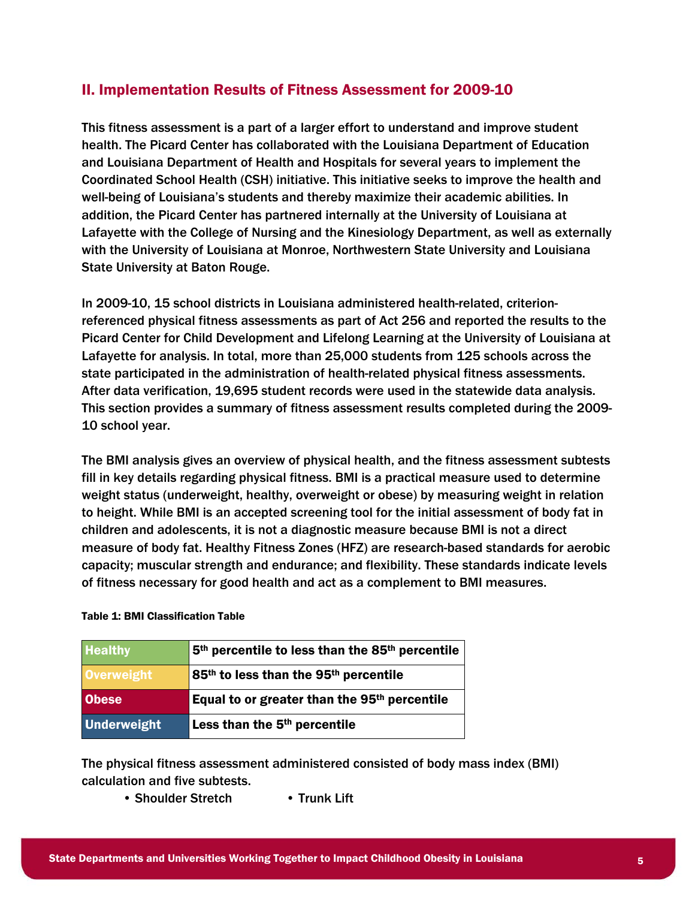## II. Implementation Results of Fitness Assessment for 2009-10

This fitness assessment is a part of a larger effort to understand and improve student health. The Picard Center has collaborated with the Louisiana Department of Education and Louisiana Department of Health and Hospitals for several years to implement the Coordinated School Health (CSH) initiative. This initiative seeks to improve the health and well-being of Louisiana's students and thereby maximize their academic abilities. In addition, the Picard Center has partnered internally at the University of Louisiana at Lafayette with the College of Nursing and the Kinesiology Department, as well as externally with the University of Louisiana at Monroe, Northwestern State University and Louisiana State University at Baton Rouge.

In 2009-10, 15 school districts in Louisiana administered health-related, criterion-referenced physical fitness assessments as part of Act 256 and reported the results to the Picard Center for Child Development and Lifelong Learning at the University of Louisiana at Lafayette for analysis. In total, more than 25,000 students from 125 schools across the state participated in the administration of health-related physical fitness assessments. After data verification, 19,695 student records were used in the statewide data analysis. This section provides a summary of fitness assessment results completed during the 2009-10 school year.

The BMI analysis gives an overview of physical health, and the fitness assessment subtests fill in key details regarding physical fitness. BMI is a practical measure used to determine weight status (underweight, healthy, overweight or obese) by measuring weight in relation to height. While BMI is an accepted screening tool for the initial assessment of body fat in children and adolescents, it is not a diagnostic measure because BMI is not a direct measure of body fat. Healthy Fitness Zones (HFZ) are research-based standards for aerobic capacity; muscular strength and endurance; and flexibility. These standards indicate levels of fitness necessary for good health and act as a complement to BMI measures.

**Table 1: BMI Classification Table**

| | |
|---|---|
| **Healthy** | **5th percentile to less than the 85th percentile** |
| **Overweight** | **85th to less than the 95th percentile** |
| **Obese** | **Equal to or greater than the 95th percentile** |
| **Underweight** | **Less than the 5th percentile** |

The physical fitness assessment administered consisted of body mass index (BMI) calculation and five subtests.

- Shoulder Stretch
- Trunk Lift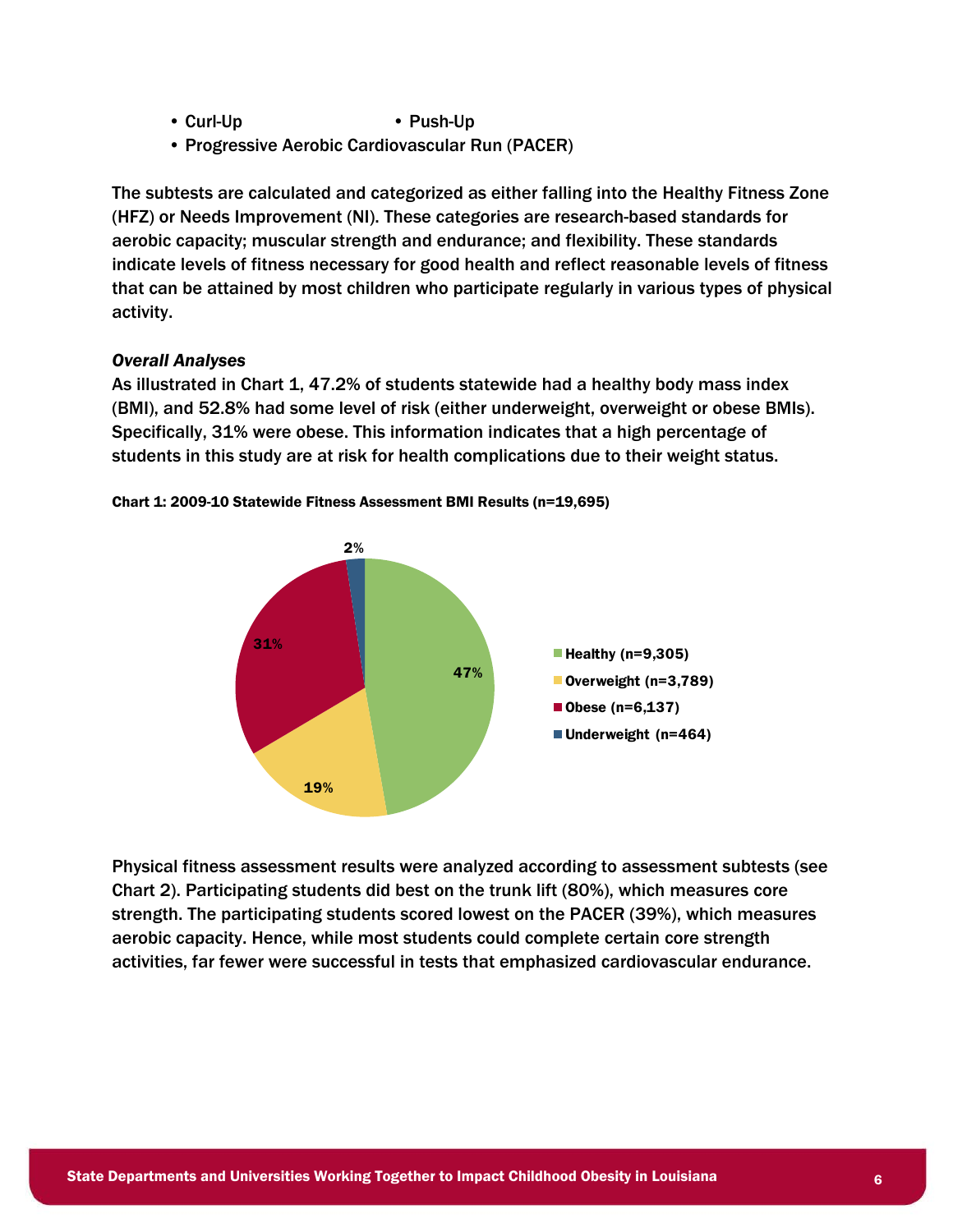- Curl-Up
- Push-Up
- Progressive Aerobic Cardiovascular Run (PACER)

The subtests are calculated and categorized as either falling into the Healthy Fitness Zone (HFZ) or Needs Improvement (NI). These categories are research-based standards for aerobic capacity; muscular strength and endurance; and flexibility. These standards indicate levels of fitness necessary for good health and reflect reasonable levels of fitness that can be attained by most children who participate regularly in various types of physical activity.

***Overall Analyses***

As illustrated in Chart 1, 47.2% of students statewide had a healthy body mass index (BMI), and 52.8% had some level of risk (either underweight, overweight or obese BMIs). Specifically, 31% were obese. This information indicates that a high percentage of students in this study are at risk for health complications due to their weight status.

**Chart 1: 2009-10 Statewide Fitness Assessment BMI Results (n=19,695)**

2%
31%
47%
19%

Healthy (n=9,305)
Overweight (n=3,789)
Obese (n=6,137)
Underweight (n=464)

Physical fitness assessment results were analyzed according to assessment subtests (see Chart 2). Participating students did best on the trunk lift (80%), which measures core strength. The participating students scored lowest on the PACER (39%), which measures aerobic capacity. Hence, while most students could complete certain core strength activities, far fewer were successful in tests that emphasized cardiovascular endurance.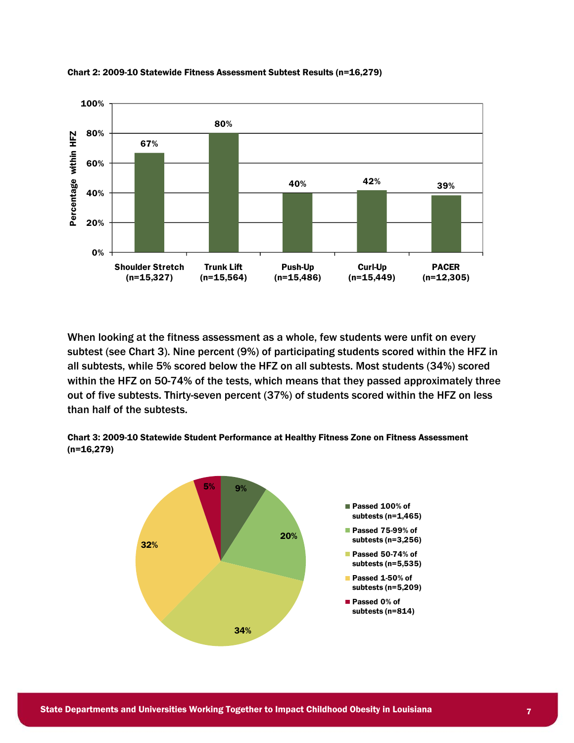**Chart 2: 2009-10 Statewide Fitness Assessment Subtest Results (n=16,279)**

Percentage within HFZ

100%
80%
60%
40%
20%
0%

67%
80%
40%
42%
39%

Shoulder Stretch (n=15,327)
Trunk Lift (n=15,564)
Push-Up (n=15,486)
Curl-Up (n=15,449)
PACER (n=12,305)

When looking at the fitness assessment as a whole, few students were unfit on every subtest (see Chart 3). Nine percent (9%) of participating students scored within the HFZ in all subtests, while 5% scored below the HFZ on all subtests. Most students (34%) scored within the HFZ on 50-74% of the tests, which means that they passed approximately three out of five subtests. Thirty-seven percent (37%) of students scored within the HFZ on less than half of the subtests.

**Chart 3: 2009-10 Statewide Student Performance at Healthy Fitness Zone on Fitness Assessment (n=16,279)**

9%
20%
34%
32%
5%

Passed 100% of subtests (n=1,465)
Passed 75-99% of subtests (n=3,256)
Passed 50-74% of subtests (n=5,535)
Passed 1-50% of subtests (n=5,209)
Passed 0% of subtests (n=814)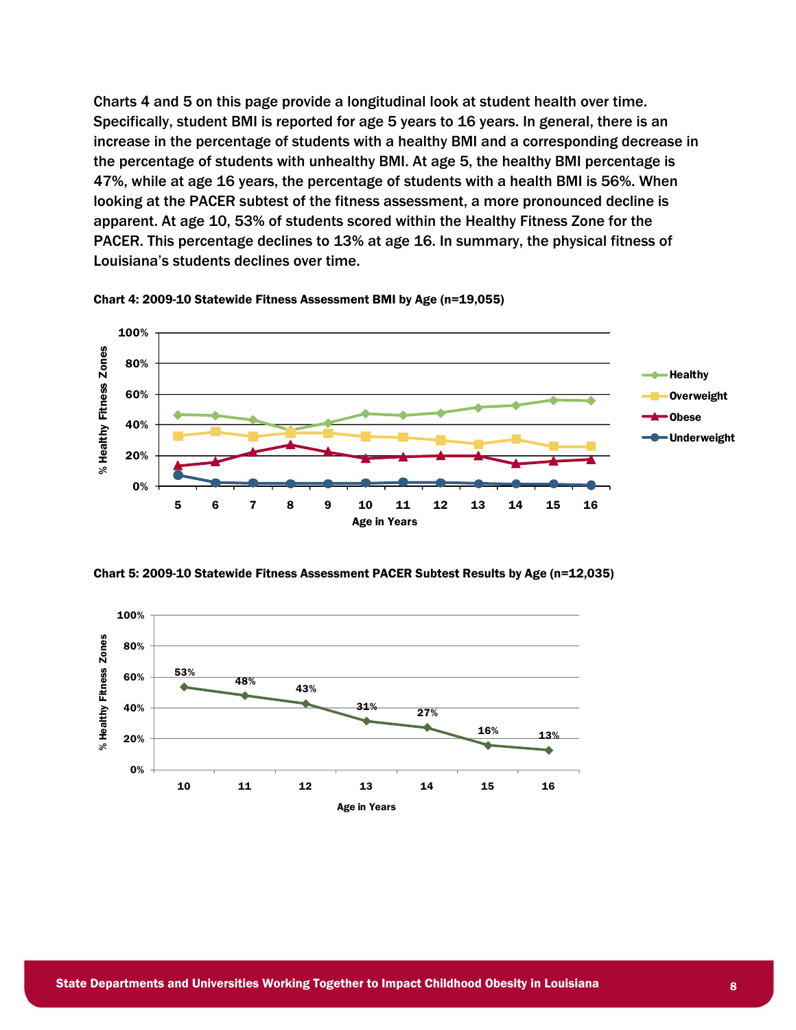Charts 4 and 5 on this page provide a longitudinal look at student health over time. Specifically, student BMI is reported for age 5 years to 16 years. In general, there is an increase in the percentage of students with a healthy BMI and a corresponding decrease in the percentage of students with unhealthy BMI. At age 5, the healthy BMI percentage is 47%, while at age 16 years, the percentage of students with a health BMI is 56%. When looking at the PACER subtest of the fitness assessment, a more pronounced decline is apparent. At age 10, 53% of students scored within the Healthy Fitness Zone for the PACER. This percentage declines to 13% at age 16. In summary, the physical fitness of Louisiana's students declines over time.

**Chart 4: 2009-10 Statewide Fitness Assessment BMI by Age (n=19,055)**

% Healthy Fitness Zones

100%
80%
60%
40%
20%
0%

5 6 7 8 9 10 11 12 13 14 15 16

Age in Years

Healthy
Overweight
Obese
Underweight

**Chart 5: 2009-10 Statewide Fitness Assessment PACER Subtest Results by Age (n=12,035)**

% Healthy Fitness Zones

100%
80%
60%
40%
20%
0%

53%
48%
43%
31%
27%
16%
13%

10 11 12 13 14 15 16

Age in Years

State Departments and Universities Working Together to Impact Childhood Obesity in Louisiana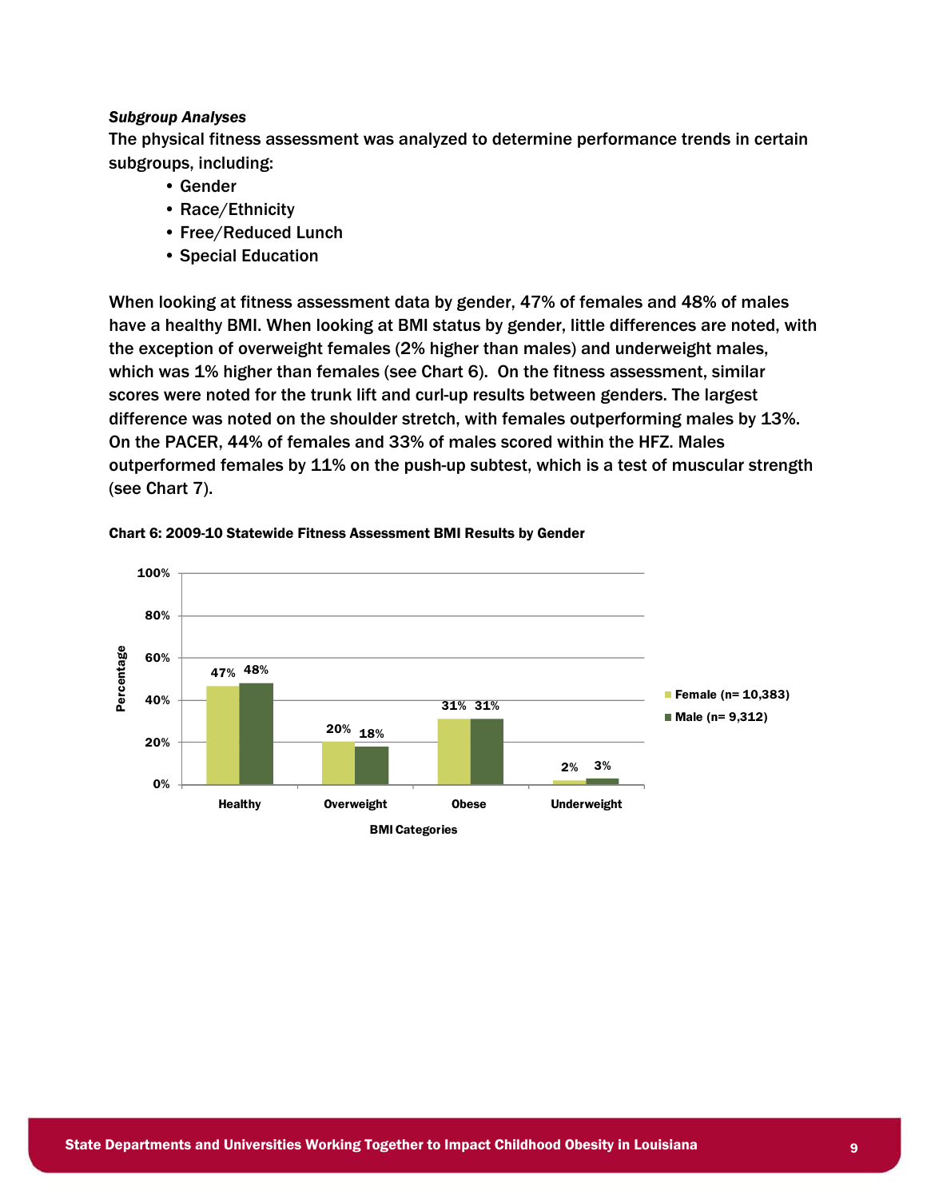*Subgroup Analyses*

The physical fitness assessment was analyzed to determine performance trends in certain subgroups, including:

- Gender
- Race/Ethnicity
- Free/Reduced Lunch
- Special Education

When looking at fitness assessment data by gender, 47% of females and 48% of males have a healthy BMI. When looking at BMI status by gender, little differences are noted, with the exception of overweight females (2% higher than males) and underweight males, which was 1% higher than females (see Chart 6). On the fitness assessment, similar scores were noted for the trunk lift and curl-up results between genders. The largest difference was noted on the shoulder stretch, with females outperforming males by 13%. On the PACER, 44% of females and 33% of males scored within the HFZ. Males outperformed females by 11% on the push-up subtest, which is a test of muscular strength (see Chart 7).

**Chart 6: 2009-10 Statewide Fitness Assessment BMI Results by Gender**

Percentage
100%
80%
60%
40%
20%
0%

Healthy: 47% 48%
Overweight: 20% 18%
Obese: 31% 31%
Underweight: 2% 3%

BMI Categories

Female (n= 10,383)
Male (n= 9,312)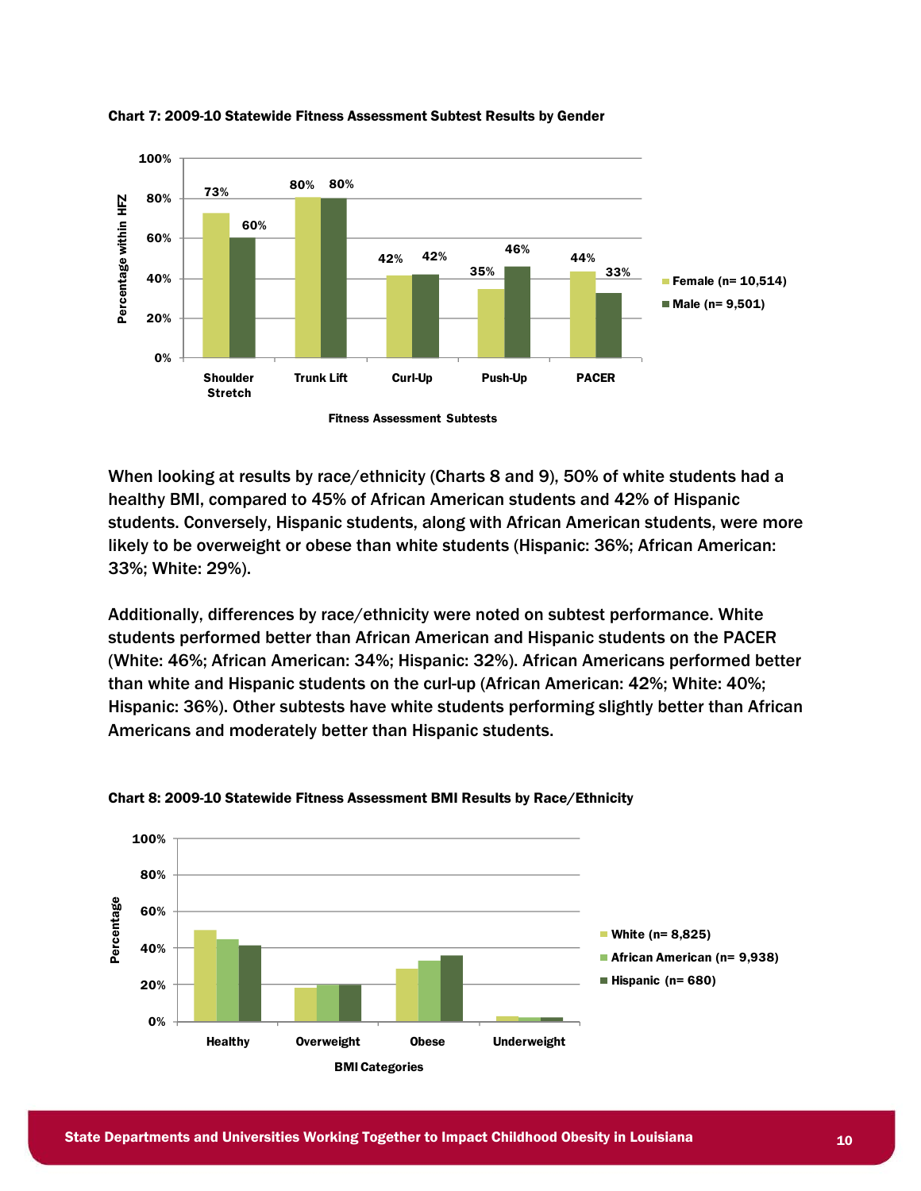**Chart 7: 2009-10 Statewide Fitness Assessment Subtest Results by Gender**

Percentage within HFZ

100%
80%
60%
40%
20%
0%

73%
60%
80%
80%
42%
42%
35%
46%
44%
33%

Shoulder Stretch
Trunk Lift
Curl-Up
Push-Up
PACER

Fitness Assessment Subtests

Female (n= 10,514)
Male (n= 9,501)

When looking at results by race/ethnicity (Charts 8 and 9), 50% of white students had a healthy BMI, compared to 45% of African American students and 42% of Hispanic students. Conversely, Hispanic students, along with African American students, were more likely to be overweight or obese than white students (Hispanic: 36%; African American: 33%; White: 29%).

Additionally, differences by race/ethnicity were noted on subtest performance. White students performed better than African American and Hispanic students on the PACER (White: 46%; African American: 34%; Hispanic: 32%). African Americans performed better than white and Hispanic students on the curl-up (African American: 42%; White: 40%; Hispanic: 36%). Other subtests have white students performing slightly better than African Americans and moderately better than Hispanic students.

**Chart 8: 2009-10 Statewide Fitness Assessment BMI Results by Race/Ethnicity**

Percentage

100%
80%
60%
40%
20%
0%

Healthy
Overweight
Obese
Underweight

BMI Categories

White (n= 8,825)
African American (n= 9,938)
Hispanic (n= 680)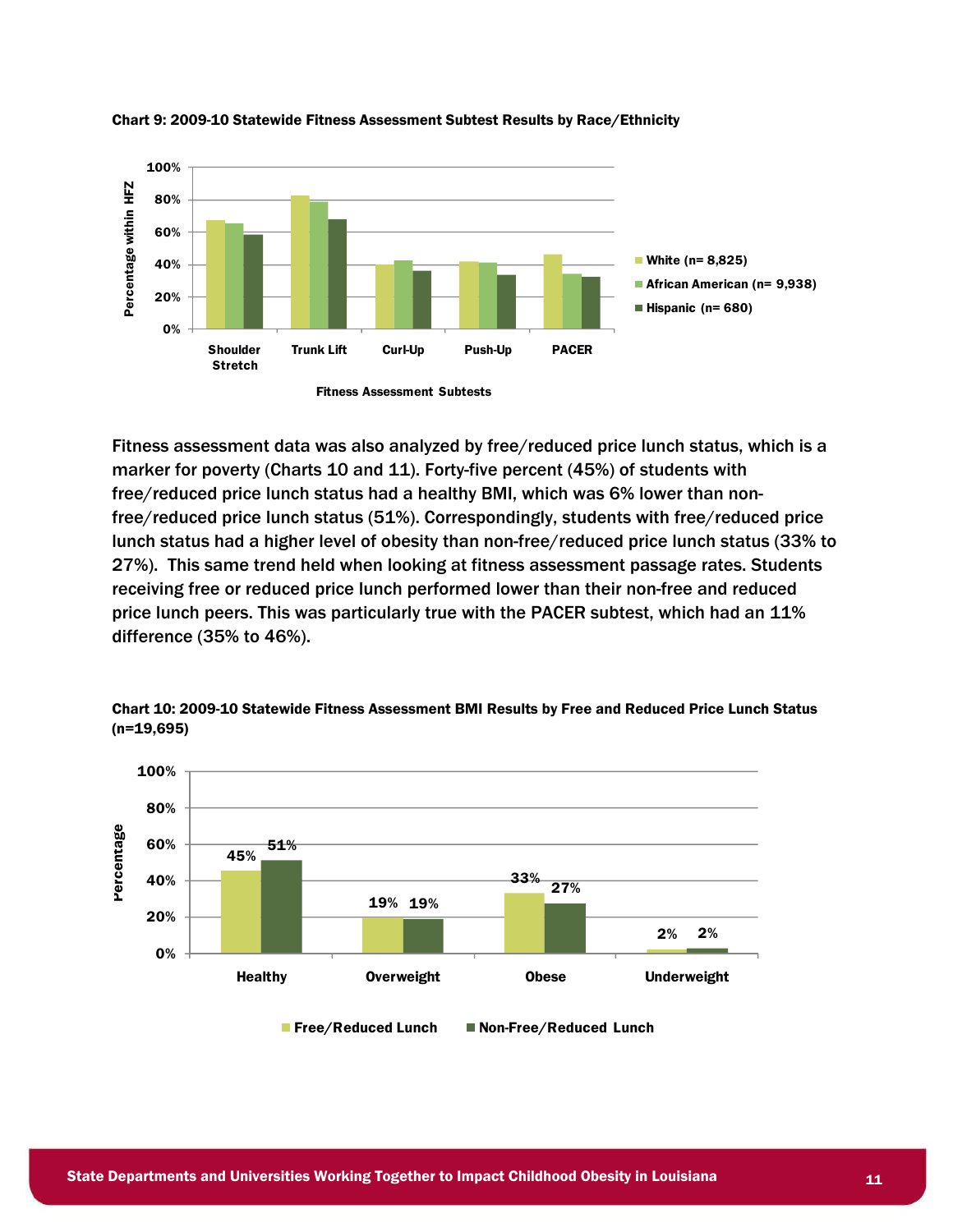**Chart 9: 2009-10 Statewide Fitness Assessment Subtest Results by Race/Ethnicity**

Percentage within HFZ

100%
80%
60%
40%
20%
0%

Shoulder Stretch
Trunk Lift
Curl-Up
Push-Up
PACER

Fitness Assessment Subtests

White (n= 8,825)
African American (n= 9,938)
Hispanic (n= 680)

Fitness assessment data was also analyzed by free/reduced price lunch status, which is a marker for poverty (Charts 10 and 11). Forty-five percent (45%) of students with free/reduced price lunch status had a healthy BMI, which was 6% lower than non-free/reduced price lunch status (51%). Correspondingly, students with free/reduced price lunch status had a higher level of obesity than non-free/reduced price lunch status (33% to 27%). This same trend held when looking at fitness assessment passage rates. Students receiving free or reduced price lunch performed lower than their non-free and reduced price lunch peers. This was particularly true with the PACER subtest, which had an 11% difference (35% to 46%).

**Chart 10: 2009-10 Statewide Fitness Assessment BMI Results by Free and Reduced Price Lunch Status (n=19,695)**

Percentage

100%
80%
60%
40%
20%
0%

Healthy: 45% 51%
Overweight: 19% 19%
Obese: 33% 27%
Underweight: 2% 2%

Free/Reduced Lunch
Non-Free/Reduced Lunch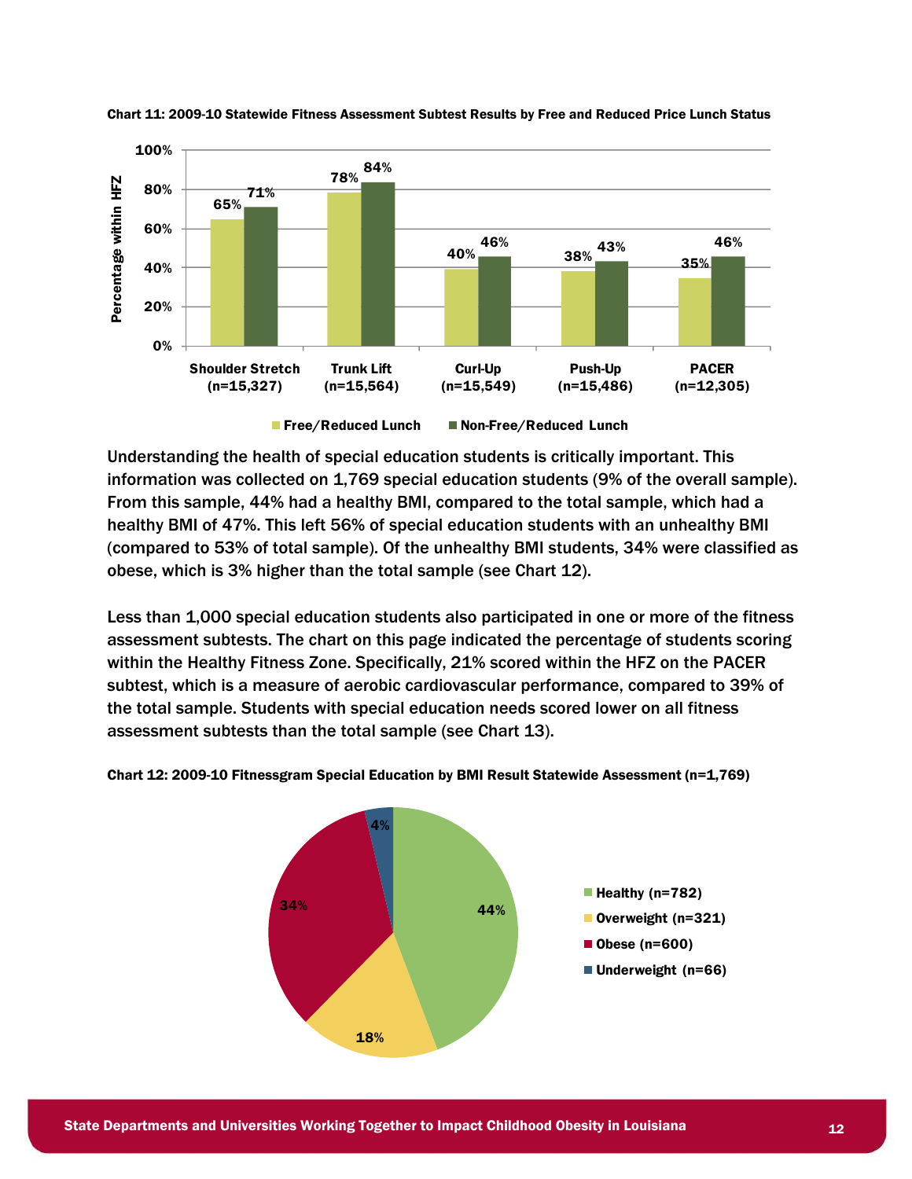**Chart 11: 2009-10 Statewide Fitness Assessment Subtest Results by Free and Reduced Price Lunch Status**

100%
80%
60%
40%
20%
0%

Percentage within HFZ

65% 71%
78% 84%
40% 46%
38% 43%
35% 46%

Shoulder Stretch (n=15,327)
Trunk Lift (n=15,564)
Curl-Up (n=15,549)
Push-Up (n=15,486)
PACER (n=12,305)

Free/Reduced Lunch
Non-Free/Reduced Lunch

Understanding the health of special education students is critically important. This information was collected on 1,769 special education students (9% of the overall sample). From this sample, 44% had a healthy BMI, compared to the total sample, which had a healthy BMI of 47%. This left 56% of special education students with an unhealthy BMI (compared to 53% of total sample). Of the unhealthy BMI students, 34% were classified as obese, which is 3% higher than the total sample (see Chart 12).

Less than 1,000 special education students also participated in one or more of the fitness assessment subtests. The chart on this page indicated the percentage of students scoring within the Healthy Fitness Zone. Specifically, 21% scored within the HFZ on the PACER subtest, which is a measure of aerobic cardiovascular performance, compared to 39% of the total sample. Students with special education needs scored lower on all fitness assessment subtests than the total sample (see Chart 13).

**Chart 12: 2009-10 Fitnessgram Special Education by BMI Result Statewide Assessment (n=1,769)**

4%
44%
34%
18%

Healthy (n=782)
Overweight (n=321)
Obese (n=600)
Underweight (n=66)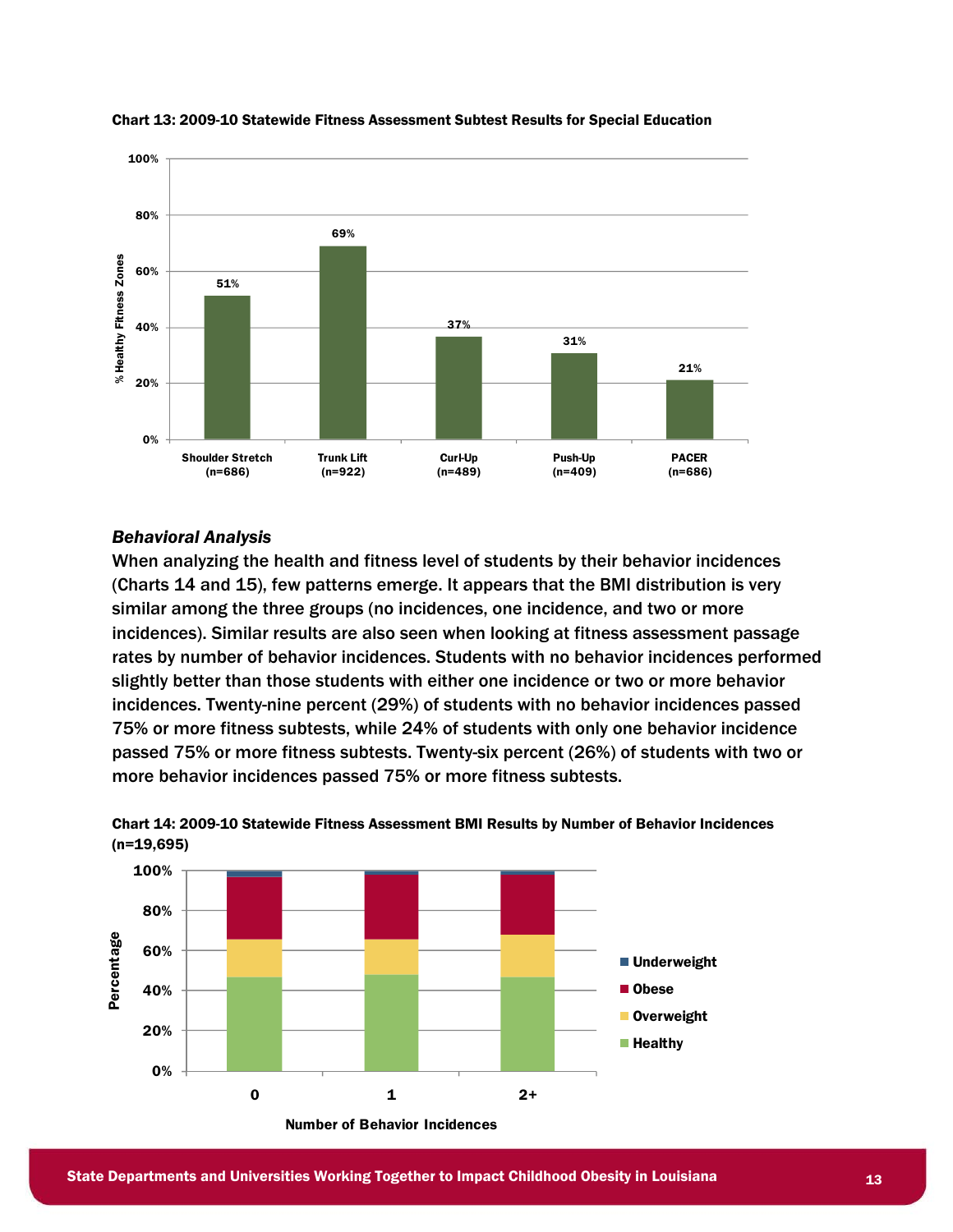**Chart 13: 2009-10 Statewide Fitness Assessment Subtest Results for Special Education**

100%
80%
60%
40%
20%
0%

% Healthy Fitness Zones

51%
69%
37%
31%
21%

Shoulder Stretch (n=686)
Trunk Lift (n=922)
Curl-Up (n=489)
Push-Up (n=409)
PACER (n=686)

### *Behavioral Analysis*

When analyzing the health and fitness level of students by their behavior incidences (Charts 14 and 15), few patterns emerge. It appears that the BMI distribution is very similar among the three groups (no incidences, one incidence, and two or more incidences). Similar results are also seen when looking at fitness assessment passage rates by number of behavior incidences. Students with no behavior incidences performed slightly better than those students with either one incidence or two or more behavior incidences. Twenty-nine percent (29%) of students with no behavior incidences passed 75% or more fitness subtests, while 24% of students with only one behavior incidence passed 75% or more fitness subtests. Twenty-six percent (26%) of students with two or more behavior incidences passed 75% or more fitness subtests.

**Chart 14: 2009-10 Statewide Fitness Assessment BMI Results by Number of Behavior Incidences (n=19,695)**

100%
80%
60%
40%
20%
0%

Percentage

0
1
2+

Number of Behavior Incidences

Underweight
Obese
Overweight
Healthy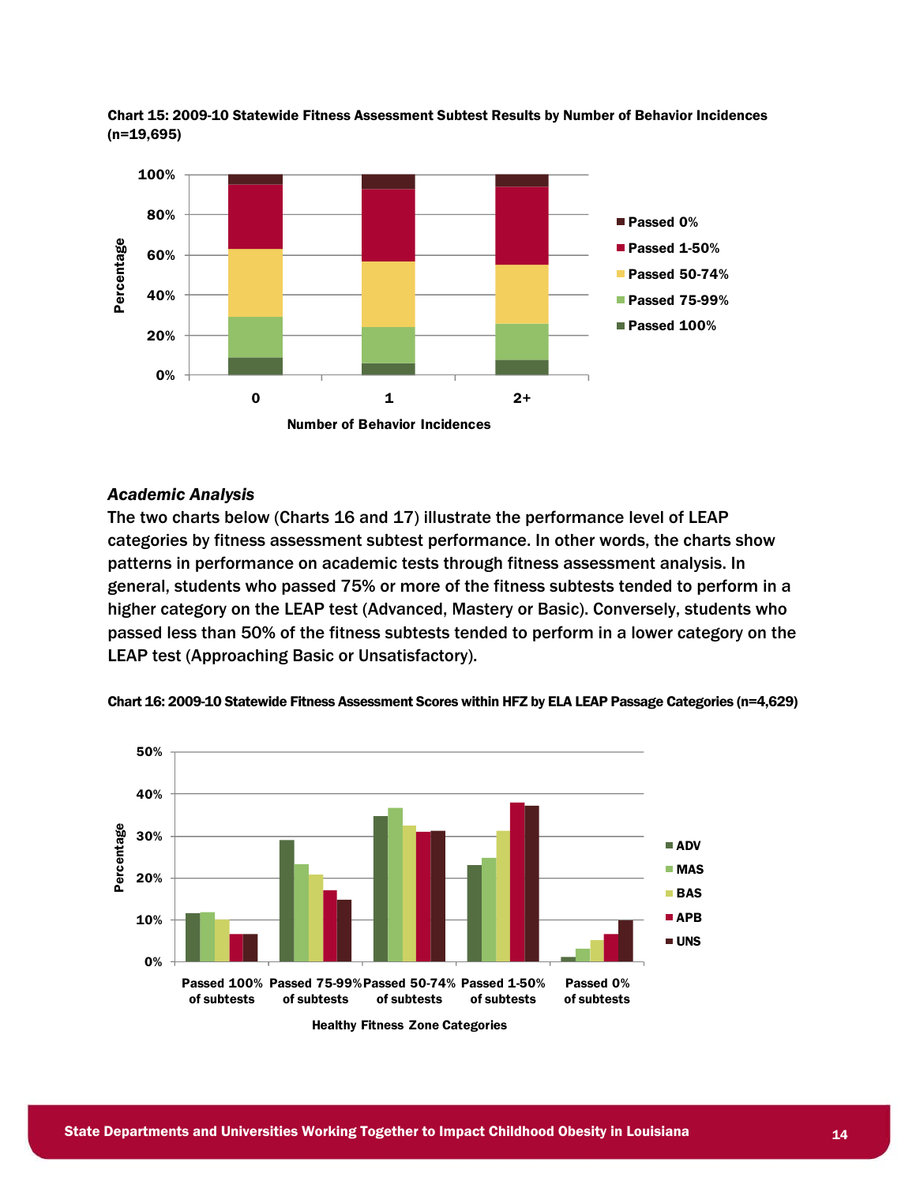Chart 15: 2009-10 Statewide Fitness Assessment Subtest Results by Number of Behavior Incidences (n=19,695)

100%
80%
60%
40%
20%
0%
Percentage
0
1
2+
Number of Behavior Incidences
Passed 0%
Passed 1-50%
Passed 50-74%
Passed 75-99%
Passed 100%

### *Academic Analysis*

The two charts below (Charts 16 and 17) illustrate the performance level of LEAP categories by fitness assessment subtest performance. In other words, the charts show patterns in performance on academic tests through fitness assessment analysis. In general, students who passed 75% or more of the fitness subtests tended to perform in a higher category on the LEAP test (Advanced, Mastery or Basic). Conversely, students who passed less than 50% of the fitness subtests tended to perform in a lower category on the LEAP test (Approaching Basic or Unsatisfactory).

Chart 16: 2009-10 Statewide Fitness Assessment Scores within HFZ by ELA LEAP Passage Categories (n=4,629)

50%
40%
30%
20%
10%
0%
Percentage
Passed 100% of subtests
Passed 75-99% of subtests
Passed 50-74% of subtests
Passed 1-50% of subtests
Passed 0% of subtests
Healthy Fitness Zone Categories
ADV
MAS
BAS
APB
UNS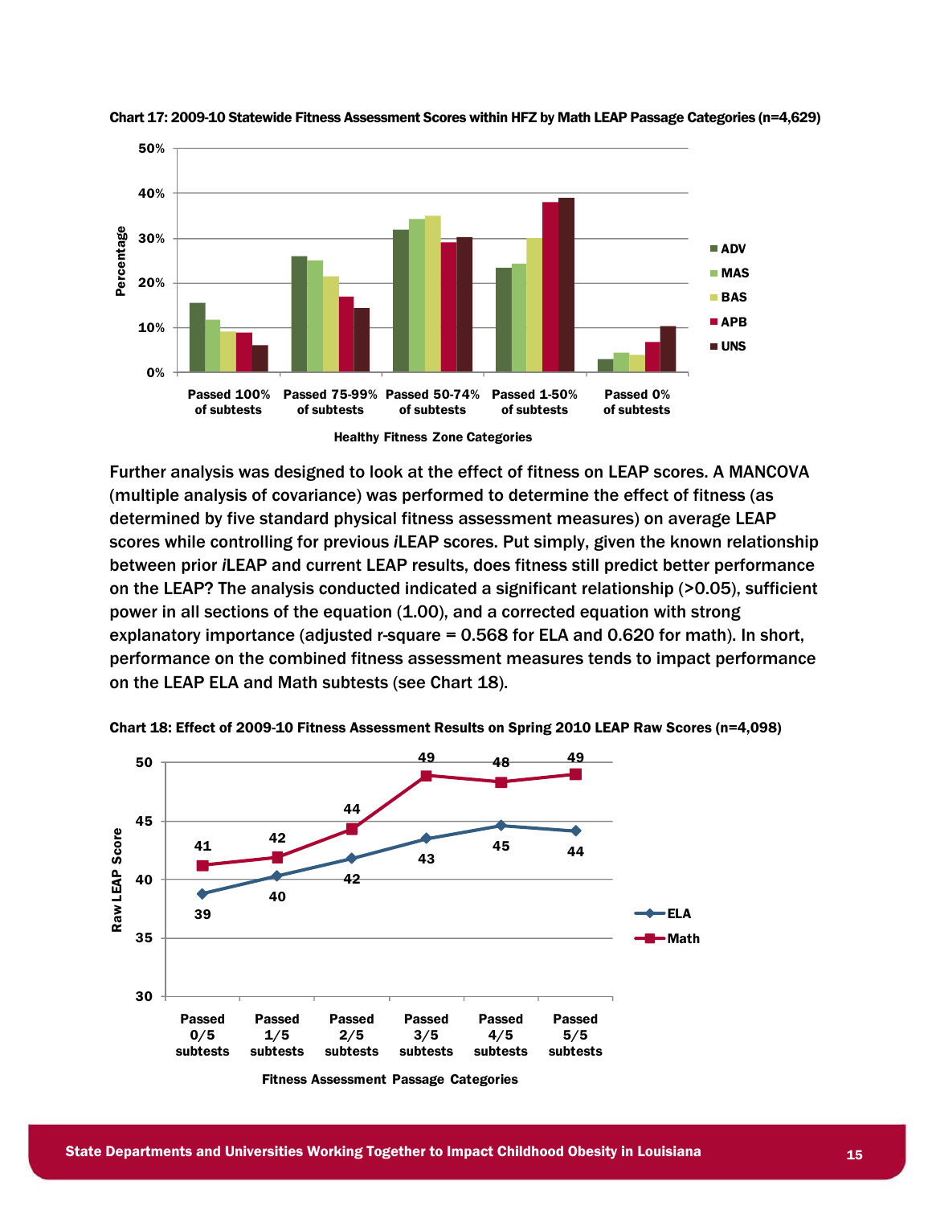**Chart 17: 2009-10 Statewide Fitness Assessment Scores within HFZ by Math LEAP Passage Categories (n=4,629)**

50%
40%
30%
20%
10%
0%

Percentage

ADV
MAS
BAS
APB
UNS

Passed 100% of subtests
Passed 75-99% of subtests
Passed 50-74% of subtests
Passed 1-50% of subtests
Passed 0% of subtests

Healthy Fitness Zone Categories

Further analysis was designed to look at the effect of fitness on LEAP scores. A MANCOVA (multiple analysis of covariance) was performed to determine the effect of fitness (as determined by five standard physical fitness assessment measures) on average LEAP scores while controlling for previous *i*LEAP scores. Put simply, given the known relationship between prior *i*LEAP and current LEAP results, does fitness still predict better performance on the LEAP? The analysis conducted indicated a significant relationship (>0.05), sufficient power in all sections of the equation (1.00), and a corrected equation with strong explanatory importance (adjusted r-square = 0.568 for ELA and 0.620 for math). In short, performance on the combined fitness assessment measures tends to impact performance on the LEAP ELA and Math subtests (see Chart 18).

**Chart 18: Effect of 2009-10 Fitness Assessment Results on Spring 2010 LEAP Raw Scores (n=4,098)**

50
45
40
35
30

Raw LEAP Score

ELA: 39, 40, 42, 43, 45, 44
Math: 41, 42, 44, 49, 48, 49

ELA
Math

Passed 0/5 subtests
Passed 1/5 subtests
Passed 2/5 subtests
Passed 3/5 subtests
Passed 4/5 subtests
Passed 5/5 subtests

Fitness Assessment Passage Categories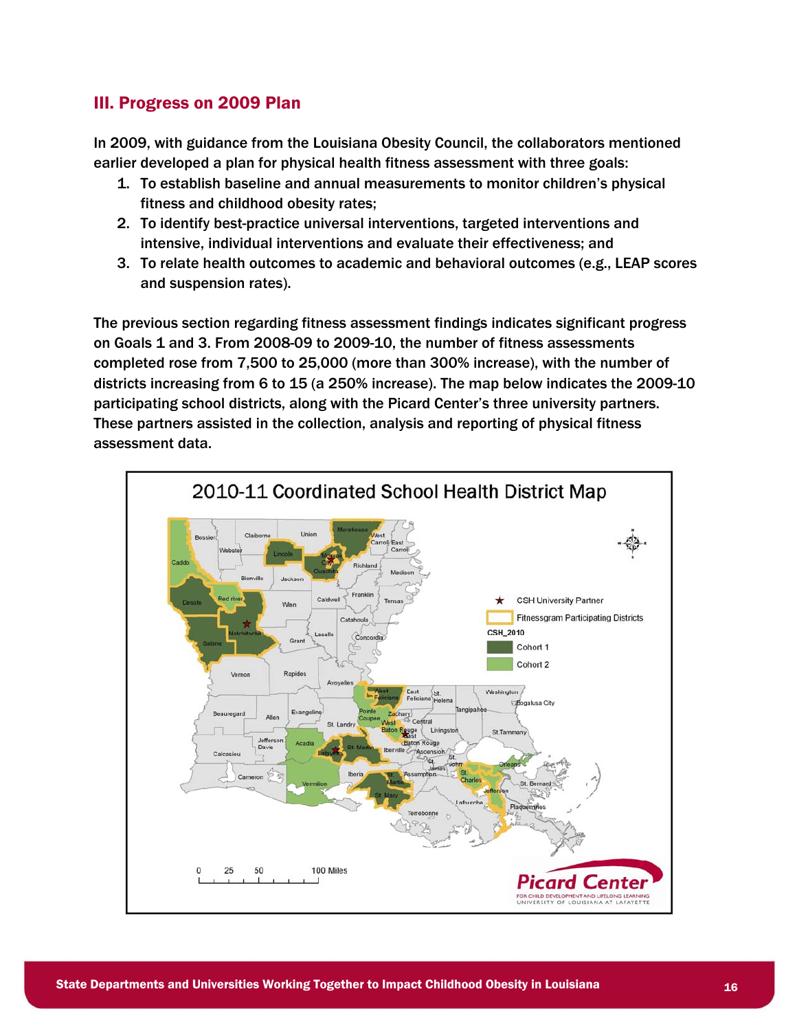## III. Progress on 2009 Plan

In 2009, with guidance from the Louisiana Obesity Council, the collaborators mentioned earlier developed a plan for physical health fitness assessment with three goals:

1. To establish baseline and annual measurements to monitor children's physical fitness and childhood obesity rates;
2. To identify best-practice universal interventions, targeted interventions and intensive, individual interventions and evaluate their effectiveness; and
3. To relate health outcomes to academic and behavioral outcomes (e.g., LEAP scores and suspension rates).

The previous section regarding fitness assessment findings indicates significant progress on Goals 1 and 3. From 2008-09 to 2009-10, the number of fitness assessments completed rose from 7,500 to 25,000 (more than 300% increase), with the number of districts increasing from 6 to 15 (a 250% increase). The map below indicates the 2009-10 participating school districts, along with the Picard Center's three university partners. These partners assisted in the collection, analysis and reporting of physical fitness assessment data.

2010-11 Coordinated School Health District Map

★ CSH University Partner
Fitnessgram Participating Districts
CSH_2010
Cohort 1
Cohort 2

0 25 50 100 Miles

Picard Center
FOR CHILD DEVELOPMENT AND LIFELONG LEARNING
UNIVERSITY OF LOUISIANA AT LAFAYETTE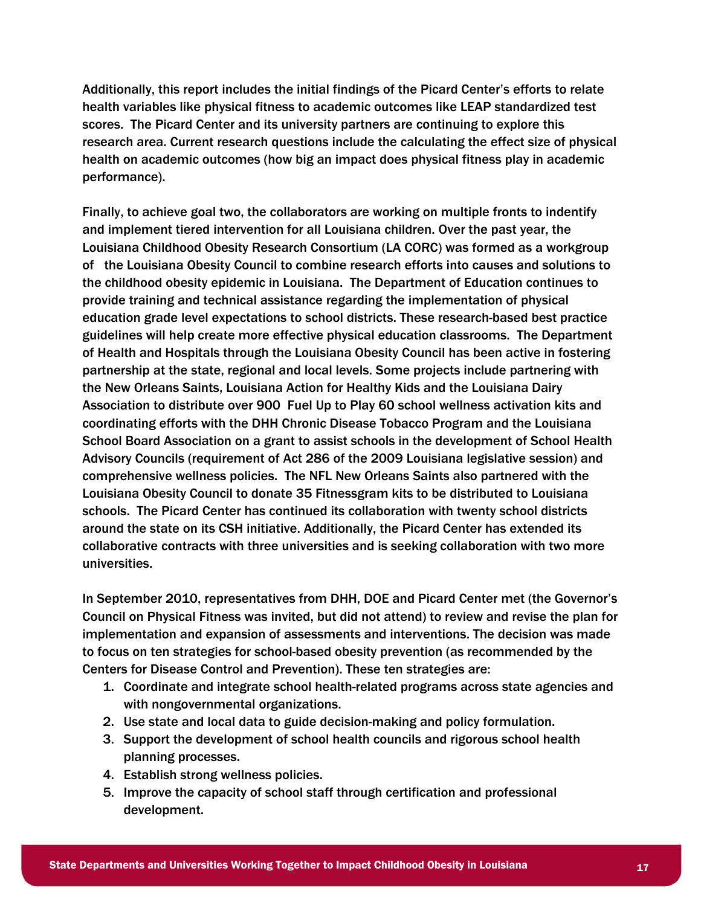Additionally, this report includes the initial findings of the Picard Center's efforts to relate health variables like physical fitness to academic outcomes like LEAP standardized test scores. The Picard Center and its university partners are continuing to explore this research area. Current research questions include the calculating the effect size of physical health on academic outcomes (how big an impact does physical fitness play in academic performance).

Finally, to achieve goal two, the collaborators are working on multiple fronts to indentify and implement tiered intervention for all Louisiana children. Over the past year, the Louisiana Childhood Obesity Research Consortium (LA CORC) was formed as a workgroup of the Louisiana Obesity Council to combine research efforts into causes and solutions to the childhood obesity epidemic in Louisiana. The Department of Education continues to provide training and technical assistance regarding the implementation of physical education grade level expectations to school districts. These research-based best practice guidelines will help create more effective physical education classrooms. The Department of Health and Hospitals through the Louisiana Obesity Council has been active in fostering partnership at the state, regional and local levels. Some projects include partnering with the New Orleans Saints, Louisiana Action for Healthy Kids and the Louisiana Dairy Association to distribute over 900 Fuel Up to Play 60 school wellness activation kits and coordinating efforts with the DHH Chronic Disease Tobacco Program and the Louisiana School Board Association on a grant to assist schools in the development of School Health Advisory Councils (requirement of Act 286 of the 2009 Louisiana legislative session) and comprehensive wellness policies. The NFL New Orleans Saints also partnered with the Louisiana Obesity Council to donate 35 Fitnessgram kits to be distributed to Louisiana schools. The Picard Center has continued its collaboration with twenty school districts around the state on its CSH initiative. Additionally, the Picard Center has extended its collaborative contracts with three universities and is seeking collaboration with two more universities.

In September 2010, representatives from DHH, DOE and Picard Center met (the Governor's Council on Physical Fitness was invited, but did not attend) to review and revise the plan for implementation and expansion of assessments and interventions. The decision was made to focus on ten strategies for school-based obesity prevention (as recommended by the Centers for Disease Control and Prevention). These ten strategies are:

1. Coordinate and integrate school health-related programs across state agencies and with nongovernmental organizations.
2. Use state and local data to guide decision-making and policy formulation.
3. Support the development of school health councils and rigorous school health planning processes.
4. Establish strong wellness policies.
5. Improve the capacity of school staff through certification and professional development.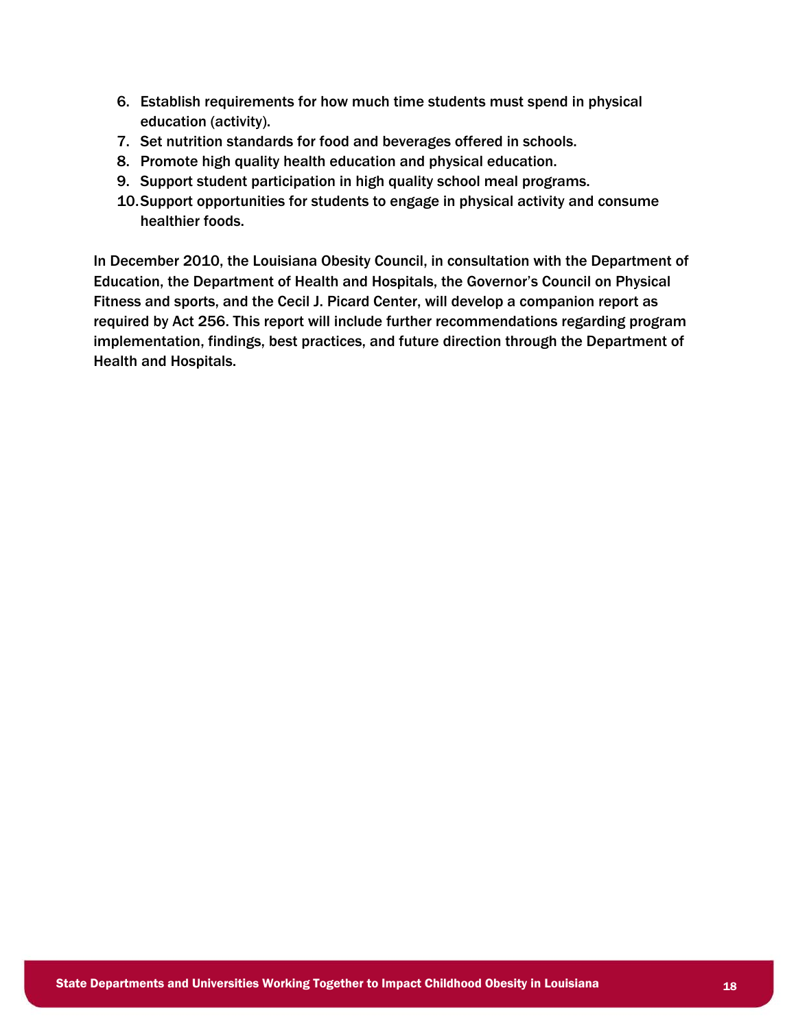6. Establish requirements for how much time students must spend in physical education (activity).
7. Set nutrition standards for food and beverages offered in schools.
8. Promote high quality health education and physical education.
9. Support student participation in high quality school meal programs.
10. Support opportunities for students to engage in physical activity and consume healthier foods.

In December 2010, the Louisiana Obesity Council, in consultation with the Department of Education, the Department of Health and Hospitals, the Governor's Council on Physical Fitness and sports, and the Cecil J. Picard Center, will develop a companion report as required by Act 256. This report will include further recommendations regarding program implementation, findings, best practices, and future direction through the Department of Health and Hospitals.